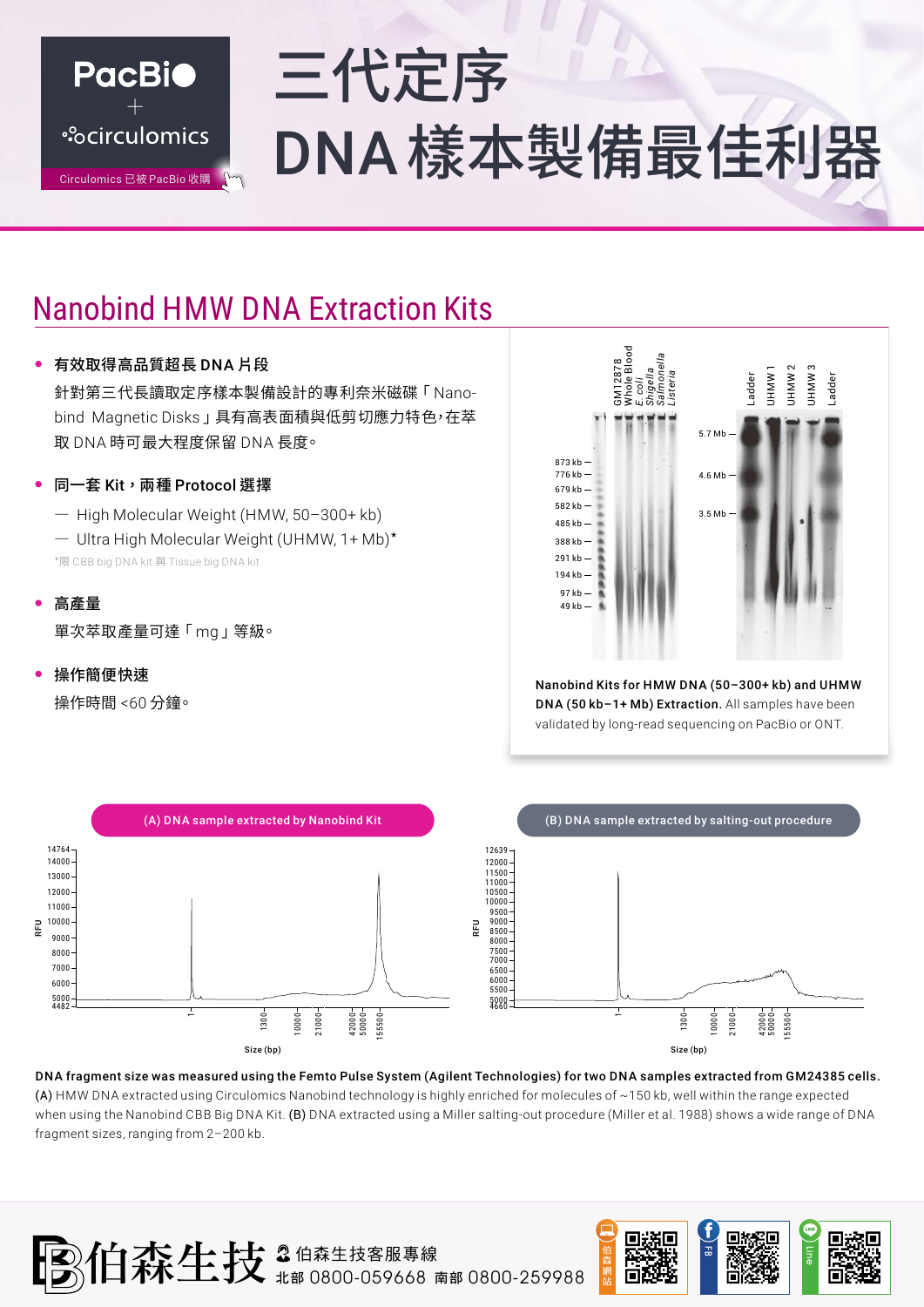PacBio + circulomics

Circulomics 已被 PacBio 收購

# 三代定序 DNA 樣本製備最佳利器

## Nanobind HMW DNA Extraction Kits

- **有效取得高品質超長 DNA 片段**

  針對第三代長讀取定序樣本製備設計的專利奈米磁碟「Nanobind Magnetic Disks」具有高表面面積與低剪切應力特色，在萃取 DNA 時可最大程度保留 DNA 長度。

- **同一套 Kit，兩種 Protocol 選擇**

  — High Molecular Weight (HMW, 50–300+ kb)

  — Ultra High Molecular Weight (UHMW, 1+ Mb)*

  *限 CBB big DNA kit 與 Tissue big DNA kit

- **高產量**

  單次萃取產量可達「mg」等級。

- **操作簡便快速**

  操作時間 <60 分鐘。

**Nanobind Kits for HMW DNA (50–300+ kb) and UHMW DNA (50 kb–1+ Mb) Extraction.** All samples have been validated by long-read sequencing on PacBio or ONT.

(A) DNA sample extracted by Nanobind Kit

(B) DNA sample extracted by salting-out procedure

**DNA fragment size was measured using the Femto Pulse System (Agilent Technologies) for two DNA samples extracted from GM24385 cells.** (A) HMW DNA extracted using Circulomics Nanobind technology is highly enriched for molecules of ~150 kb, well within the range expected when using the Nanobind CBB Big DNA Kit. (B) DNA extracted using a Miller salting-out procedure (Miller et al. 1988) shows a wide range of DNA fragment sizes, ranging from 2–200 kb.

伯森生技

伯森生技客服專線

北部 0800-059668 南部 0800-259988

伯森網站 FB Line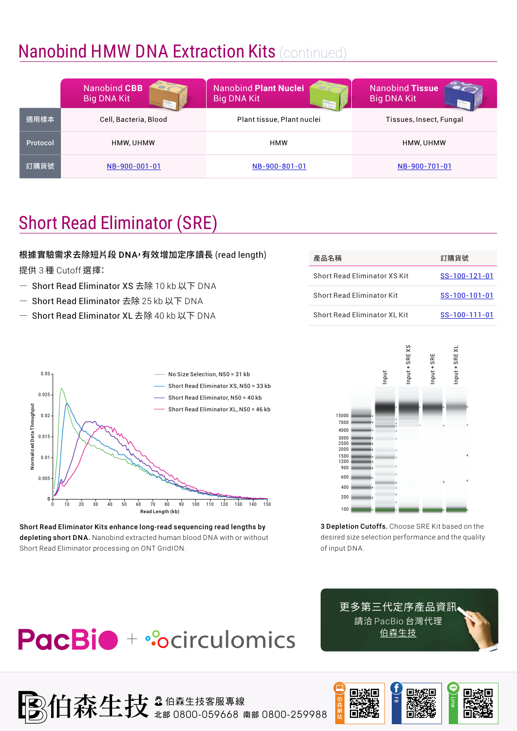# Nanobind HMW DNA Extraction Kits (continued)

| | Nanobind **CBB** Big DNA Kit | Nanobind **Plant Nuclei** Big DNA Kit | Nanobind **Tissue** Big DNA Kit |
|---|---|---|---|
| 適用樣本 | Cell, Bacteria, Blood | Plant tissue, Plant nuclei | Tissues, Insect, Fungal |
| Protocol | HMW, UHMW | HMW | HMW, UHMW |
| 訂購貨號 | NB-900-001-01 | NB-900-801-01 | NB-900-701-01 |

# Short Read Eliminator (SRE)

**根據實驗需求去除短片段 DNA，有效增加定序讀長** (read length)

提供 3 種 Cutoff 選擇：

- Short Read Eliminator XS 去除 10 kb 以下 DNA
- Short Read Eliminator 去除 25 kb 以下 DNA
- Short Read Eliminator XL 去除 40 kb 以下 DNA

| 產品名稱 | 訂購貨號 |
|---|---|
| Short Read Eliminator XS Kit | SS-100-121-01 |
| Short Read Eliminator Kit | SS-100-101-01 |
| Short Read Eliminator XL Kit | SS-100-111-01 |

No Size Selection, N50 = 31 kb
Short Read Eliminator XS, N50 = 33 kb
Short Read Eliminator, N50 = 40 kb
Short Read Eliminator XL, N50 = 46 kb
Normalized Data Throughput
0.03
0.025
0.02
0.015
0.01
0.005
0
0 10 20 30 40 50 60 70 80 90 100 110 120 130 140 150
Read Length (kb)

**Short Read Eliminator Kits enhance long-read sequencing read lengths by depleting short DNA.** Nanobind extracted human blood DNA with or without Short Read Eliminator processing on ONT GridION.

Input
Input + SRE XS
Input + SRE
Input + SRE XL
15000
7000
4000
3000
2500
2000
1500
1200
900
600
400
200
100

**3 Depletion Cutoffs.** Choose SRE Kit based on the desired size selection performance and the quality of input DNA.

PacBio + circulomics

更多第三代定序產品資訊
請洽 PacBio 台灣代理
伯森生技

伯森生技
伯森生技客服專線
北部 0800-059668 南部 0800-259988

伯森網站 FB Line